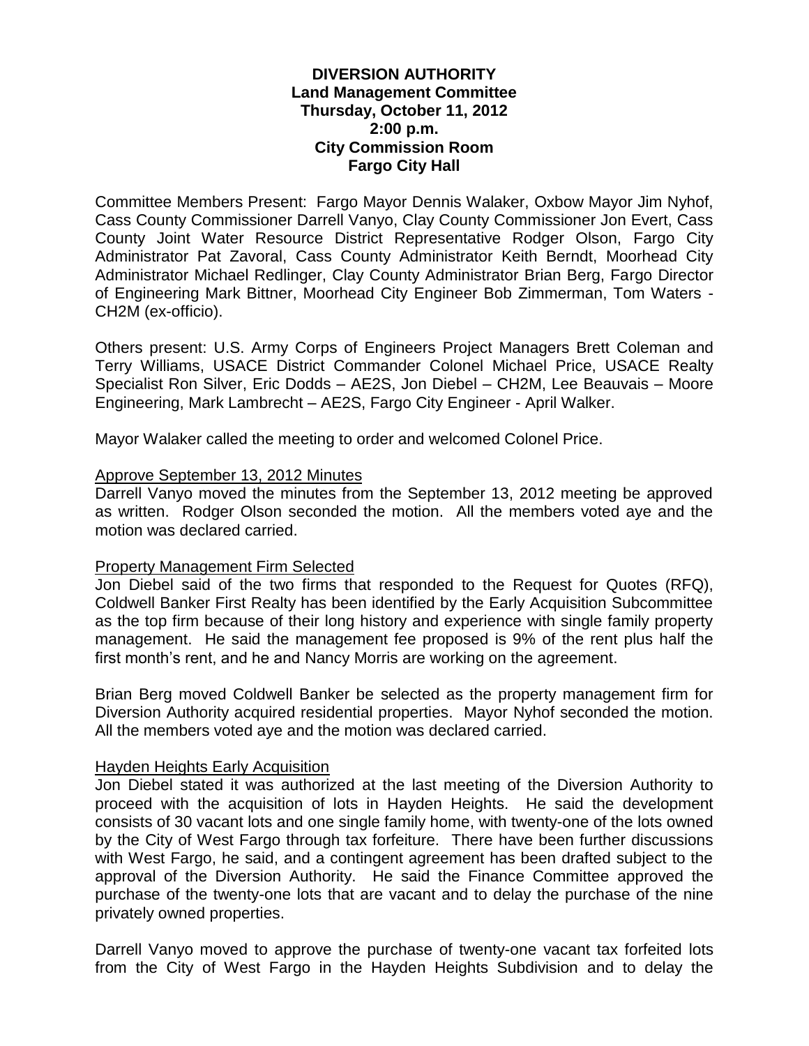**DIVERSION AUTHORITY**
**Land Management Committee**
**Thursday, October 11, 2012**
**2:00 p.m.**
**City Commission Room**
**Fargo City Hall**

Committee Members Present: Fargo Mayor Dennis Walaker, Oxbow Mayor Jim Nyhof, Cass County Commissioner Darrell Vanyo, Clay County Commissioner Jon Evert, Cass County Joint Water Resource District Representative Rodger Olson, Fargo City Administrator Pat Zavoral, Cass County Administrator Keith Berndt, Moorhead City Administrator Michael Redlinger, Clay County Administrator Brian Berg, Fargo Director of Engineering Mark Bittner, Moorhead City Engineer Bob Zimmerman, Tom Waters - CH2M (ex-officio).

Others present: U.S. Army Corps of Engineers Project Managers Brett Coleman and Terry Williams, USACE District Commander Colonel Michael Price, USACE Realty Specialist Ron Silver, Eric Dodds – AE2S, Jon Diebel – CH2M, Lee Beauvais – Moore Engineering, Mark Lambrecht – AE2S, Fargo City Engineer - April Walker.

Mayor Walaker called the meeting to order and welcomed Colonel Price.

Approve September 13, 2012 Minutes

Darrell Vanyo moved the minutes from the September 13, 2012 meeting be approved as written. Rodger Olson seconded the motion. All the members voted aye and the motion was declared carried.

Property Management Firm Selected

Jon Diebel said of the two firms that responded to the Request for Quotes (RFQ), Coldwell Banker First Realty has been identified by the Early Acquisition Subcommittee as the top firm because of their long history and experience with single family property management. He said the management fee proposed is 9% of the rent plus half the first month's rent, and he and Nancy Morris are working on the agreement.

Brian Berg moved Coldwell Banker be selected as the property management firm for Diversion Authority acquired residential properties. Mayor Nyhof seconded the motion. All the members voted aye and the motion was declared carried.

Hayden Heights Early Acquisition

Jon Diebel stated it was authorized at the last meeting of the Diversion Authority to proceed with the acquisition of lots in Hayden Heights. He said the development consists of 30 vacant lots and one single family home, with twenty-one of the lots owned by the City of West Fargo through tax forfeiture. There have been further discussions with West Fargo, he said, and a contingent agreement has been drafted subject to the approval of the Diversion Authority. He said the Finance Committee approved the purchase of the twenty-one lots that are vacant and to delay the purchase of the nine privately owned properties.

Darrell Vanyo moved to approve the purchase of twenty-one vacant tax forfeited lots from the City of West Fargo in the Hayden Heights Subdivision and to delay the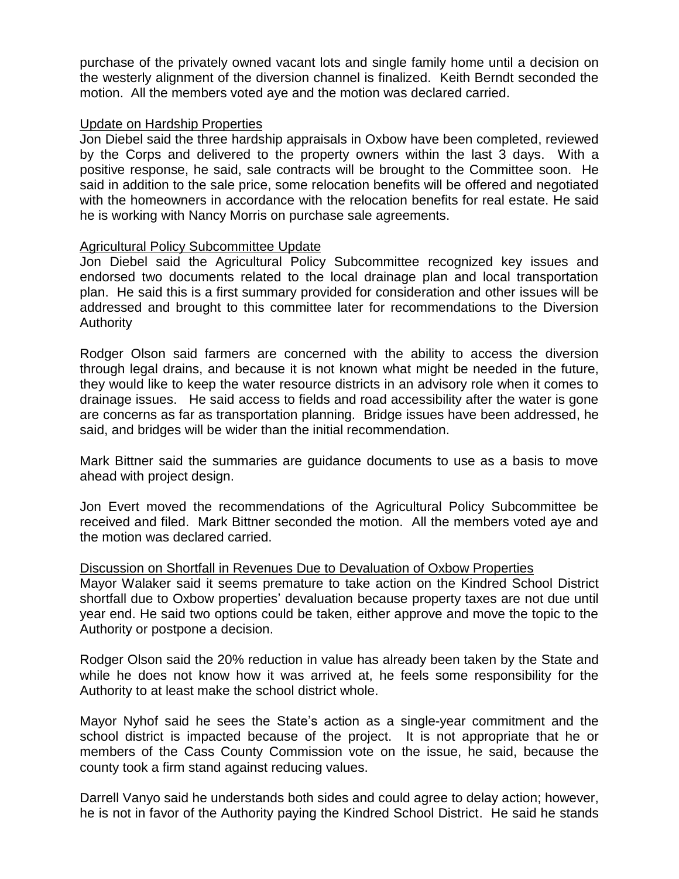purchase of the privately owned vacant lots and single family home until a decision on the westerly alignment of the diversion channel is finalized. Keith Berndt seconded the motion. All the members voted aye and the motion was declared carried.

<u>Update on Hardship Properties</u>

Jon Diebel said the three hardship appraisals in Oxbow have been completed, reviewed by the Corps and delivered to the property owners within the last 3 days. With a positive response, he said, sale contracts will be brought to the Committee soon. He said in addition to the sale price, some relocation benefits will be offered and negotiated with the homeowners in accordance with the relocation benefits for real estate. He said he is working with Nancy Morris on purchase sale agreements.

<u>Agricultural Policy Subcommittee Update</u>

Jon Diebel said the Agricultural Policy Subcommittee recognized key issues and endorsed two documents related to the local drainage plan and local transportation plan. He said this is a first summary provided for consideration and other issues will be addressed and brought to this committee later for recommendations to the Diversion Authority

Rodger Olson said farmers are concerned with the ability to access the diversion through legal drains, and because it is not known what might be needed in the future, they would like to keep the water resource districts in an advisory role when it comes to drainage issues. He said access to fields and road accessibility after the water is gone are concerns as far as transportation planning. Bridge issues have been addressed, he said, and bridges will be wider than the initial recommendation.

Mark Bittner said the summaries are guidance documents to use as a basis to move ahead with project design.

Jon Evert moved the recommendations of the Agricultural Policy Subcommittee be received and filed. Mark Bittner seconded the motion. All the members voted aye and the motion was declared carried.

<u>Discussion on Shortfall in Revenues Due to Devaluation of Oxbow Properties</u>

Mayor Walaker said it seems premature to take action on the Kindred School District shortfall due to Oxbow properties' devaluation because property taxes are not due until year end. He said two options could be taken, either approve and move the topic to the Authority or postpone a decision.

Rodger Olson said the 20% reduction in value has already been taken by the State and while he does not know how it was arrived at, he feels some responsibility for the Authority to at least make the school district whole.

Mayor Nyhof said he sees the State's action as a single-year commitment and the school district is impacted because of the project. It is not appropriate that he or members of the Cass County Commission vote on the issue, he said, because the county took a firm stand against reducing values.

Darrell Vanyo said he understands both sides and could agree to delay action; however, he is not in favor of the Authority paying the Kindred School District. He said he stands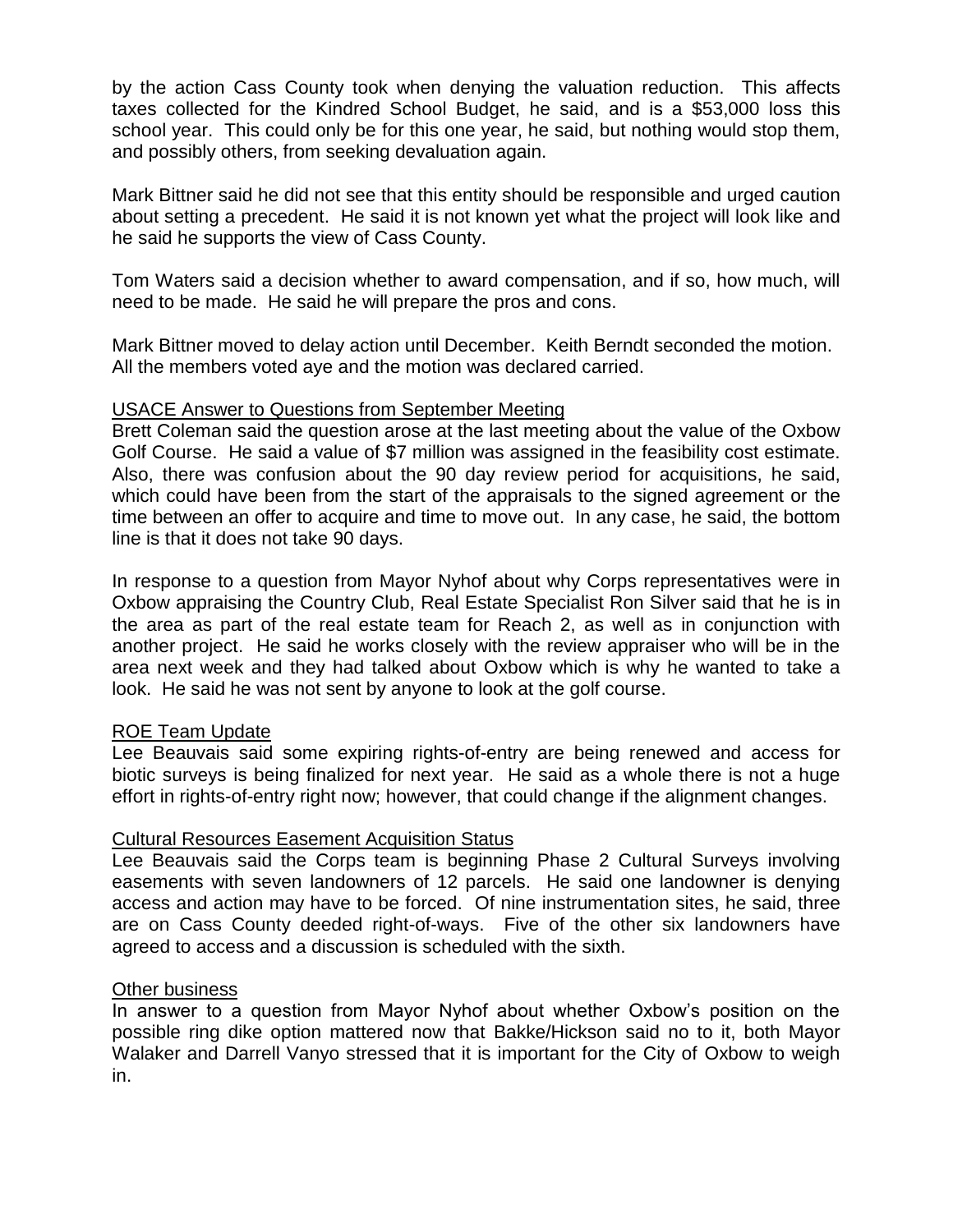by the action Cass County took when denying the valuation reduction. This affects taxes collected for the Kindred School Budget, he said, and is a $53,000 loss this school year. This could only be for this one year, he said, but nothing would stop them, and possibly others, from seeking devaluation again.

Mark Bittner said he did not see that this entity should be responsible and urged caution about setting a precedent. He said it is not known yet what the project will look like and he said he supports the view of Cass County.

Tom Waters said a decision whether to award compensation, and if so, how much, will need to be made. He said he will prepare the pros and cons.

Mark Bittner moved to delay action until December. Keith Berndt seconded the motion. All the members voted aye and the motion was declared carried.

<u>USACE Answer to Questions from September Meeting</u>
Brett Coleman said the question arose at the last meeting about the value of the Oxbow Golf Course. He said a value of $7 million was assigned in the feasibility cost estimate. Also, there was confusion about the 90 day review period for acquisitions, he said, which could have been from the start of the appraisals to the signed agreement or the time between an offer to acquire and time to move out. In any case, he said, the bottom line is that it does not take 90 days.

In response to a question from Mayor Nyhof about why Corps representatives were in Oxbow appraising the Country Club, Real Estate Specialist Ron Silver said that he is in the area as part of the real estate team for Reach 2, as well as in conjunction with another project. He said he works closely with the review appraiser who will be in the area next week and they had talked about Oxbow which is why he wanted to take a look. He said he was not sent by anyone to look at the golf course.

<u>ROE Team Update</u>
Lee Beauvais said some expiring rights-of-entry are being renewed and access for biotic surveys is being finalized for next year. He said as a whole there is not a huge effort in rights-of-entry right now; however, that could change if the alignment changes.

<u>Cultural Resources Easement Acquisition Status</u>
Lee Beauvais said the Corps team is beginning Phase 2 Cultural Surveys involving easements with seven landowners of 12 parcels. He said one landowner is denying access and action may have to be forced. Of nine instrumentation sites, he said, three are on Cass County deeded right-of-ways. Five of the other six landowners have agreed to access and a discussion is scheduled with the sixth.

<u>Other business</u>
In answer to a question from Mayor Nyhof about whether Oxbow's position on the possible ring dike option mattered now that Bakke/Hickson said no to it, both Mayor Walaker and Darrell Vanyo stressed that it is important for the City of Oxbow to weigh in.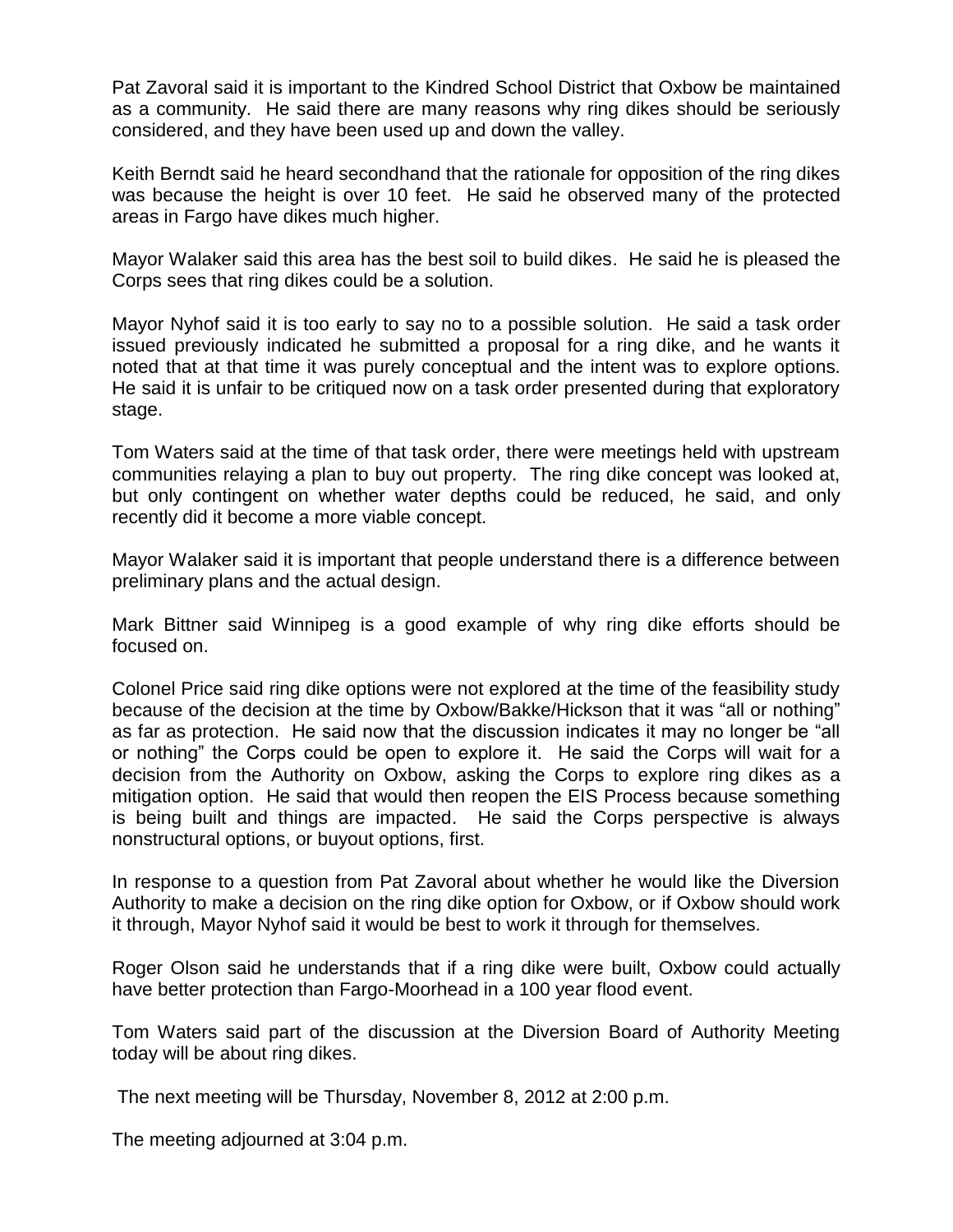Pat Zavoral said it is important to the Kindred School District that Oxbow be maintained as a community. He said there are many reasons why ring dikes should be seriously considered, and they have been used up and down the valley.

Keith Berndt said he heard secondhand that the rationale for opposition of the ring dikes was because the height is over 10 feet. He said he observed many of the protected areas in Fargo have dikes much higher.

Mayor Walaker said this area has the best soil to build dikes. He said he is pleased the Corps sees that ring dikes could be a solution.

Mayor Nyhof said it is too early to say no to a possible solution. He said a task order issued previously indicated he submitted a proposal for a ring dike, and he wants it noted that at that time it was purely conceptual and the intent was to explore options. He said it is unfair to be critiqued now on a task order presented during that exploratory stage.

Tom Waters said at the time of that task order, there were meetings held with upstream communities relaying a plan to buy out property. The ring dike concept was looked at, but only contingent on whether water depths could be reduced, he said, and only recently did it become a more viable concept.

Mayor Walaker said it is important that people understand there is a difference between preliminary plans and the actual design.

Mark Bittner said Winnipeg is a good example of why ring dike efforts should be focused on.

Colonel Price said ring dike options were not explored at the time of the feasibility study because of the decision at the time by Oxbow/Bakke/Hickson that it was "all or nothing" as far as protection. He said now that the discussion indicates it may no longer be "all or nothing" the Corps could be open to explore it. He said the Corps will wait for a decision from the Authority on Oxbow, asking the Corps to explore ring dikes as a mitigation option. He said that would then reopen the EIS Process because something is being built and things are impacted. He said the Corps perspective is always nonstructural options, or buyout options, first.

In response to a question from Pat Zavoral about whether he would like the Diversion Authority to make a decision on the ring dike option for Oxbow, or if Oxbow should work it through, Mayor Nyhof said it would be best to work it through for themselves.

Roger Olson said he understands that if a ring dike were built, Oxbow could actually have better protection than Fargo-Moorhead in a 100 year flood event.

Tom Waters said part of the discussion at the Diversion Board of Authority Meeting today will be about ring dikes.

The next meeting will be Thursday, November 8, 2012 at 2:00 p.m.

The meeting adjourned at 3:04 p.m.